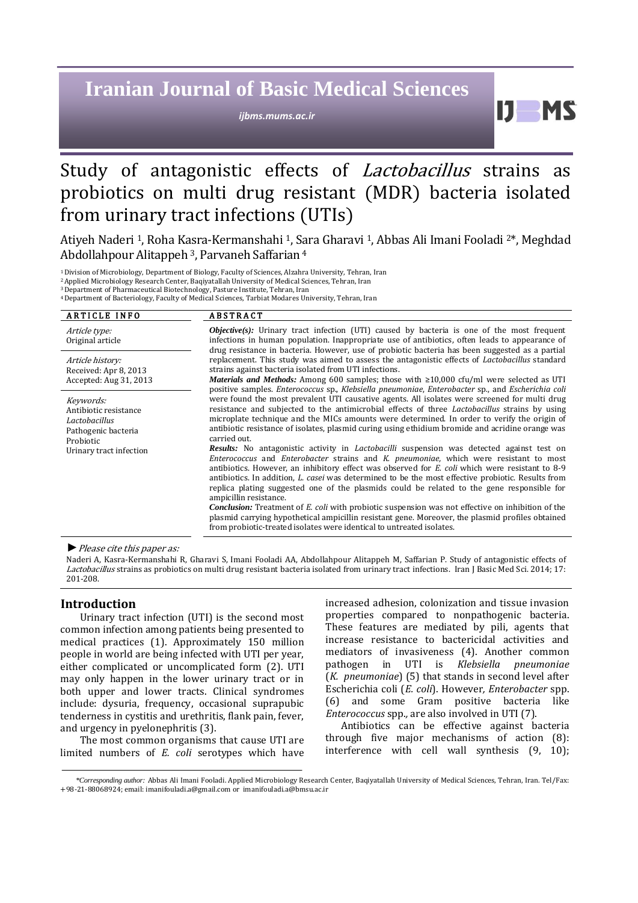# Study of antagonistic effects of *Lactobacillus* strains as probiotics on multi drug resistant (MDR) bacteria isolated from urinary tract infections (UTIs)

Atiyeh Naderi [1], Roha Kasra-Kermanshahi [1], Sara Gharavi [1], Abbas Ali Imani Fooladi [2]*, Meghdad Abdollahpour Alitappeh [3], Parvaneh Saffarian [4]

[1] Division of Microbiology, Department of Biology, Faculty of Sciences, Alzahra University, Tehran, Iran
[2] Applied Microbiology Research Center, Baqiyatallah University of Medical Sciences, Tehran, Iran
[3] Department of Pharmaceutical Biotechnology, Pasture Institute, Tehran, Iran
[4] Department of Bacteriology, Faculty of Medical Sciences, Tarbiat Modares University, Tehran, Iran

**ARTICLE INFO**

*Article type:*
Original article

*Article history:*
Received: Apr 8, 2013
Accepted: Aug 31, 2013

*Keywords:*
Antibiotic resistance
*Lactobacillus*
Pathogenic bacteria
Probiotic
Urinary tract infection

**ABSTRACT**

***Objective(s):*** Urinary tract infection (UTI) caused by bacteria is one of the most frequent infections in human population. Inappropriate use of antibiotics, often leads to appearance of drug resistance in bacteria. However, use of probiotic bacteria has been suggested as a partial replacement. This study was aimed to assess the antagonistic effects of *Lactobacillus* standard strains against bacteria isolated from UTI infections.

***Materials and Methods:*** Among 600 samples; those with ≥10,000 cfu/ml were selected as UTI positive samples. *Enterococcus* sp., *Klebsiella pneumoniae*, *Enterobacter* sp., and *Escherichia coli* were found the most prevalent UTI causative agents. All isolates were screened for multi drug resistance and subjected to the antimicrobial effects of three *Lactobacillus* strains by using microplate technique and the MICs amounts were determined. In order to verify the origin of antibiotic resistance of isolates, plasmid curing using ethidium bromide and acridine orange was carried out.

***Results:*** No antagonistic activity in *Lactobacilli* suspension was detected against test on *Enterococcus* and *Enterobacter* strains and *K. pneumoniae,* which were resistant to most antibiotics. However, an inhibitory effect was observed for *E. coli* which were resistant to 8-9 antibiotics. In addition, *L. casei* was determined to be the most effective probiotic. Results from replica plating suggested one of the plasmids could be related to the gene responsible for ampicillin resistance.

***Conclusion:*** Treatment of *E. coli* with probiotic suspension was not effective on inhibition of the plasmid carrying hypothetical ampicillin resistant gene. Moreover, the plasmid profiles obtained from probiotic-treated isolates were identical to untreated isolates.

► *Please cite this paper as:*

Naderi A, Kasra-Kermanshahi R, Gharavi S, Imani Fooladi AA, Abdollahpour Alitappeh M, Saffarian P. Study of antagonistic effects of *Lactobacillus* strains as probiotics on multi drug resistant bacteria isolated from urinary tract infections. Iran J Basic Med Sci. 2014; 17: 201-208.

## Introduction

Urinary tract infection (UTI) is the second most common infection among patients being presented to medical practices (1). Approximately 150 million people in world are being infected with UTI per year, either complicated or uncomplicated form (2). UTI may only happen in the lower urinary tract or in both upper and lower tracts. Clinical syndromes include: dysuria, frequency, occasional suprapubic tenderness in cystitis and urethritis, flank pain, fever, and urgency in pyelonephritis (3).

The most common organisms that cause UTI are limited numbers of *E. coli* serotypes which have increased adhesion, colonization and tissue invasion properties compared to nonpathogenic bacteria. These features are mediated by pili, agents that increase resistance to bactericidal activities and mediators of invasiveness (4). Another common pathogen in UTI is *Klebsiella pneumoniae* (*K. pneumoniae*) (5) that stands in second level after Escherichia coli (*E. coli*). However, *Enterobacter* spp. (6) and some Gram positive bacteria like *Enterococcus* spp., are also involved in UTI (7).

Antibiotics can be effective against bacteria through five major mechanisms of action (8): interference with cell wall synthesis (9, 10);

*Corresponding author: Abbas Ali Imani Fooladi. Applied Microbiology Research Center, Baqiyatallah University of Medical Sciences, Tehran, Iran. Tel/Fax: +98-21-88068924; email: imanifouladi.a@gmail.com or imanifouladi.a@bmsu.ac.ir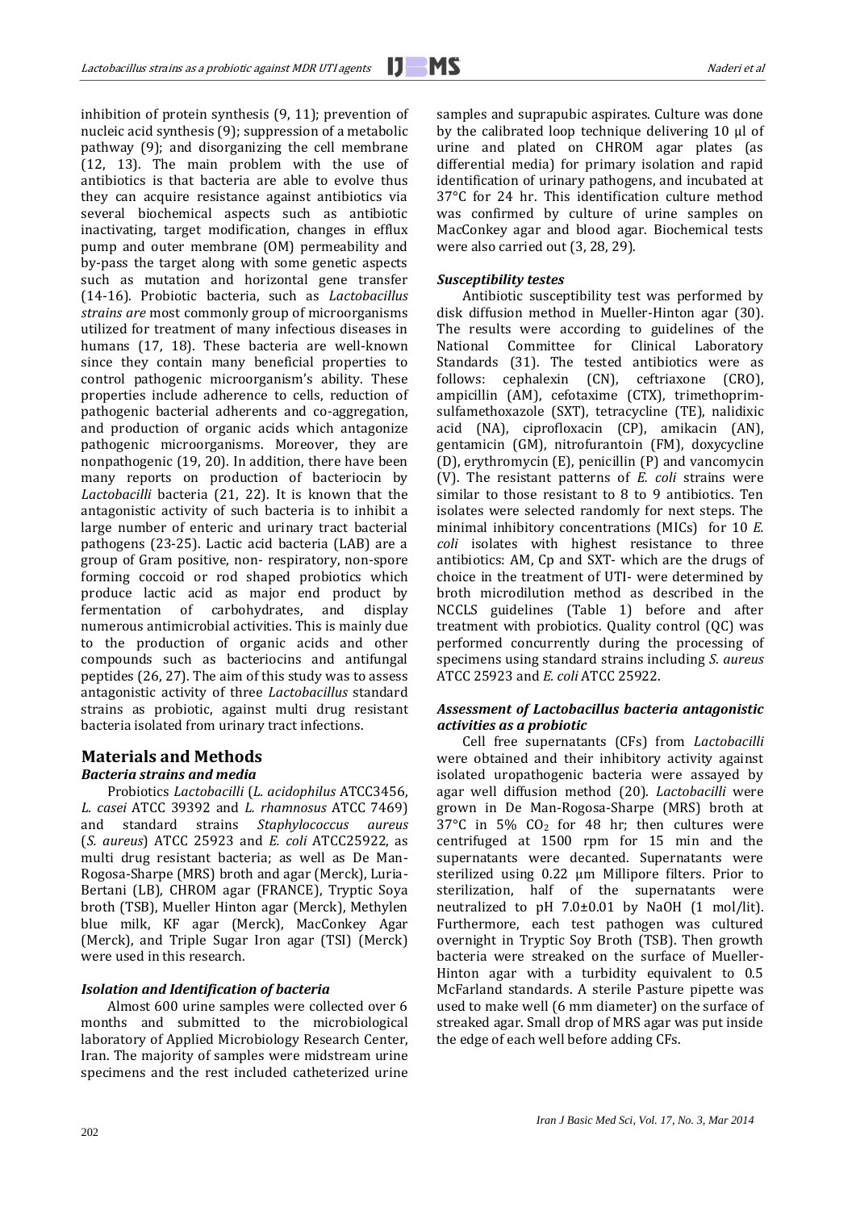inhibition of protein synthesis (9, 11); prevention of nucleic acid synthesis (9); suppression of a metabolic pathway (9); and disorganizing the cell membrane (12, 13). The main problem with the use of antibiotics is that bacteria are able to evolve thus they can acquire resistance against antibiotics via several biochemical aspects such as antibiotic inactivating, target modification, changes in efflux pump and outer membrane (OM) permeability and by-pass the target along with some genetic aspects such as mutation and horizontal gene transfer (14-16). Probiotic bacteria, such as *Lactobacillus strains are* most commonly group of microorganisms utilized for treatment of many infectious diseases in humans (17, 18). These bacteria are well-known since they contain many beneficial properties to control pathogenic microorganism's ability. These properties include adherence to cells, reduction of pathogenic bacterial adherents and co-aggregation, and production of organic acids which antagonize pathogenic microorganisms. Moreover, they are nonpathogenic (19, 20). In addition, there have been many reports on production of bacteriocin by *Lactobacilli* bacteria (21, 22). It is known that the antagonistic activity of such bacteria is to inhibit a large number of enteric and urinary tract bacterial pathogens (23-25). Lactic acid bacteria (LAB) are a group of Gram positive, non- respiratory, non-spore forming coccoid or rod shaped probiotics which produce lactic acid as major end product by fermentation of carbohydrates, and display numerous antimicrobial activities. This is mainly due to the production of organic acids and other compounds such as bacteriocins and antifungal peptides (26, 27). The aim of this study was to assess antagonistic activity of three *Lactobacillus* standard strains as probiotic, against multi drug resistant bacteria isolated from urinary tract infections.

## Materials and Methods

### *Bacteria strains and media*

Probiotics *Lactobacilli* (*L. acidophilus* ATCC3456, *L. casei* ATCC 39392 and *L. rhamnosus* ATCC 7469) and standard strains *Staphylococcus aureus* (*S. aureus*) ATCC 25923 and *E. coli* ATCC25922, as multi drug resistant bacteria; as well as De Man-Rogosa-Sharpe (MRS) broth and agar (Merck), Luria-Bertani (LB), CHROM agar (FRANCE), Tryptic Soya broth (TSB), Mueller Hinton agar (Merck), Methylen blue milk, KF agar (Merck), MacConkey Agar (Merck), and Triple Sugar Iron agar (TSI) (Merck) were used in this research.

### *Isolation and Identification of bacteria*

Almost 600 urine samples were collected over 6 months and submitted to the microbiological laboratory of Applied Microbiology Research Center, Iran. The majority of samples were midstream urine specimens and the rest included catheterized urine samples and suprapubic aspirates. Culture was done by the calibrated loop technique delivering 10 µl of urine and plated on CHROM agar plates (as differential media) for primary isolation and rapid identification of urinary pathogens, and incubated at 37°C for 24 hr. This identification culture method was confirmed by culture of urine samples on MacConkey agar and blood agar. Biochemical tests were also carried out (3, 28, 29).

### *Susceptibility testes*

Antibiotic susceptibility test was performed by disk diffusion method in Mueller-Hinton agar (30). The results were according to guidelines of the National Committee for Clinical Laboratory Standards (31). The tested antibiotics were as follows: cephalexin (CN), ceftriaxone (CRO), ampicillin (AM), cefotaxime (CTX), trimethoprim-sulfamethoxazole (SXT), tetracycline (TE), nalidixic acid (NA), ciprofloxacin (CP), amikacin (AN), gentamicin (GM), nitrofurantoin (FM), doxycycline (D), erythromycin (E), penicillin (P) and vancomycin (V). The resistant patterns of *E. coli* strains were similar to those resistant to 8 to 9 antibiotics. Ten isolates were selected randomly for next steps. The minimal inhibitory concentrations (MICs) for 10 *E. coli* isolates with highest resistance to three antibiotics: AM, Cp and SXT- which are the drugs of choice in the treatment of UTI- were determined by broth microdilution method as described in the NCCLS guidelines (Table 1) before and after treatment with probiotics. Quality control (QC) was performed concurrently during the processing of specimens using standard strains including *S. aureus* ATCC 25923 and *E. coli* ATCC 25922.

### *Assessment of Lactobacillus bacteria antagonistic activities as a probiotic*

Cell free supernatants (CFs) from *Lactobacilli* were obtained and their inhibitory activity against isolated uropathogenic bacteria were assayed by agar well diffusion method (20). *Lactobacilli* were grown in De Man-Rogosa-Sharpe (MRS) broth at 37°C in 5% $CO_2$ for 48 hr; then cultures were centrifuged at 1500 rpm for 15 min and the supernatants were decanted. Supernatants were sterilized using 0.22 µm Millipore filters. Prior to sterilization, half of the supernatants were neutralized to pH 7.0±0.01 by NaOH (1 mol/lit). Furthermore, each test pathogen was cultured overnight in Tryptic Soy Broth (TSB). Then growth bacteria were streaked on the surface of Mueller-Hinton agar with a turbidity equivalent to 0.5 McFarland standards. A sterile Pasture pipette was used to make well (6 mm diameter) on the surface of streaked agar. Small drop of MRS agar was put inside the edge of each well before adding CFs.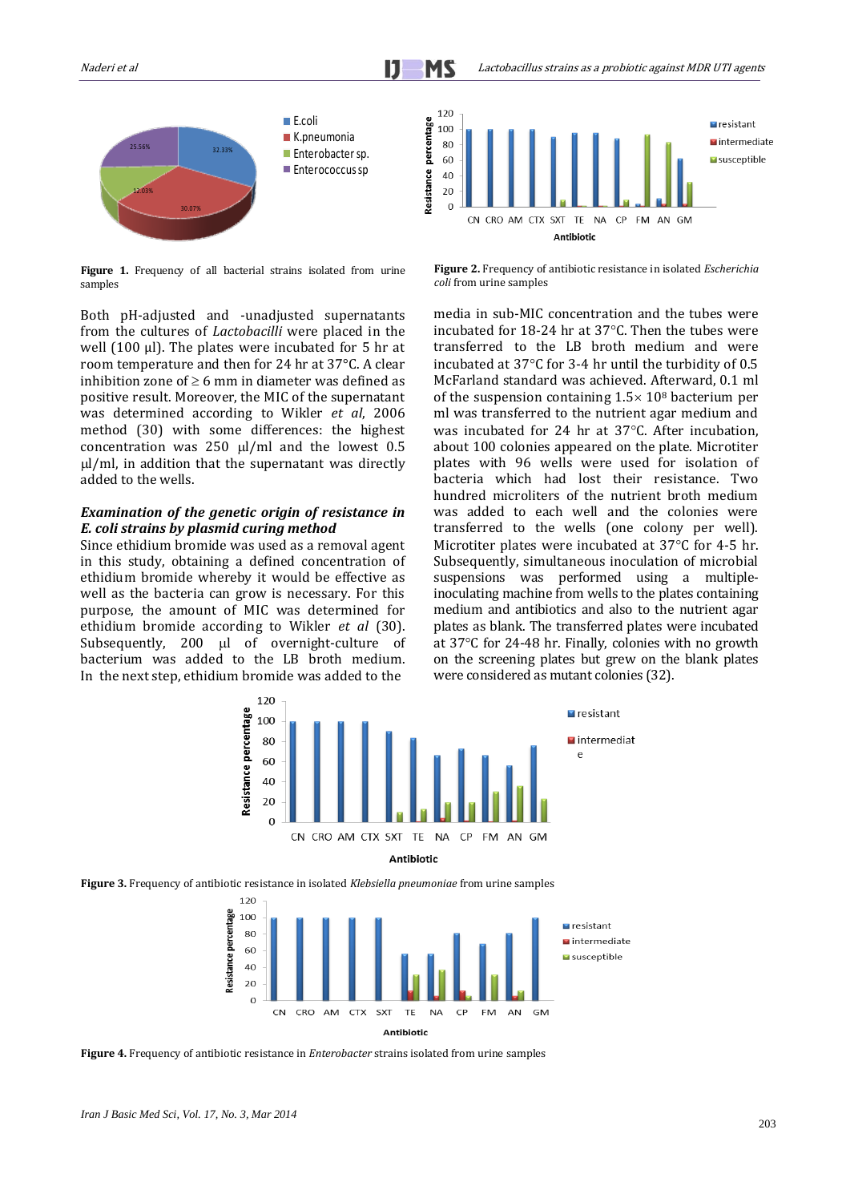Figure 1. Frequency of all bacterial strains isolated from urine samples

Figure 2. Frequency of antibiotic resistance in isolated *Escherichia coli* from urine samples

Both pH-adjusted and -unadjusted supernatants from the cultures of *Lactobacilli* were placed in the well (100 µl). The plates were incubated for 5 hr at room temperature and then for 24 hr at 37°C. A clear inhibition zone of ≥ 6 mm in diameter was defined as positive result. Moreover, the MIC of the supernatant was determined according to Wikler *et al*, 2006 method (30) with some differences: the highest concentration was 250 µl/ml and the lowest 0.5 µl/ml, in addition that the supernatant was directly added to the wells.

### *Examination of the genetic origin of resistance in E. coli strains by plasmid curing method*

Since ethidium bromide was used as a removal agent in this study, obtaining a defined concentration of ethidium bromide whereby it would be effective as well as the bacteria can grow is necessary. For this purpose, the amount of MIC was determined for ethidium bromide according to Wikler *et al* (30). Subsequently, 200 µl of overnight-culture of bacterium was added to the LB broth medium. In the next step, ethidium bromide was added to the media in sub-MIC concentration and the tubes were incubated for 18-24 hr at 37°C. Then the tubes were transferred to the LB broth medium and were incubated at 37°C for 3-4 hr until the turbidity of 0.5 McFarland standard was achieved. Afterward, 0.1 ml of the suspension containing $1.5\times 10^8$ bacterium per ml was transferred to the nutrient agar medium and was incubated for 24 hr at 37°C. After incubation, about 100 colonies appeared on the plate. Microtiter plates with 96 wells were used for isolation of bacteria which had lost their resistance. Two hundred microliters of the nutrient broth medium was added to each well and the colonies were transferred to the wells (one colony per well). Microtiter plates were incubated at 37°C for 4-5 hr. Subsequently, simultaneous inoculation of microbial suspensions was performed using a multiple-inoculating machine from wells to the plates containing medium and antibiotics and also to the nutrient agar plates as blank. The transferred plates were incubated at 37°C for 24-48 hr. Finally, colonies with no growth on the screening plates but grew on the blank plates were considered as mutant colonies (32).

Figure 3. Frequency of antibiotic resistance in isolated *Klebsiella pneumoniae* from urine samples

Figure 4. Frequency of antibiotic resistance in *Enterobacter* strains isolated from urine samples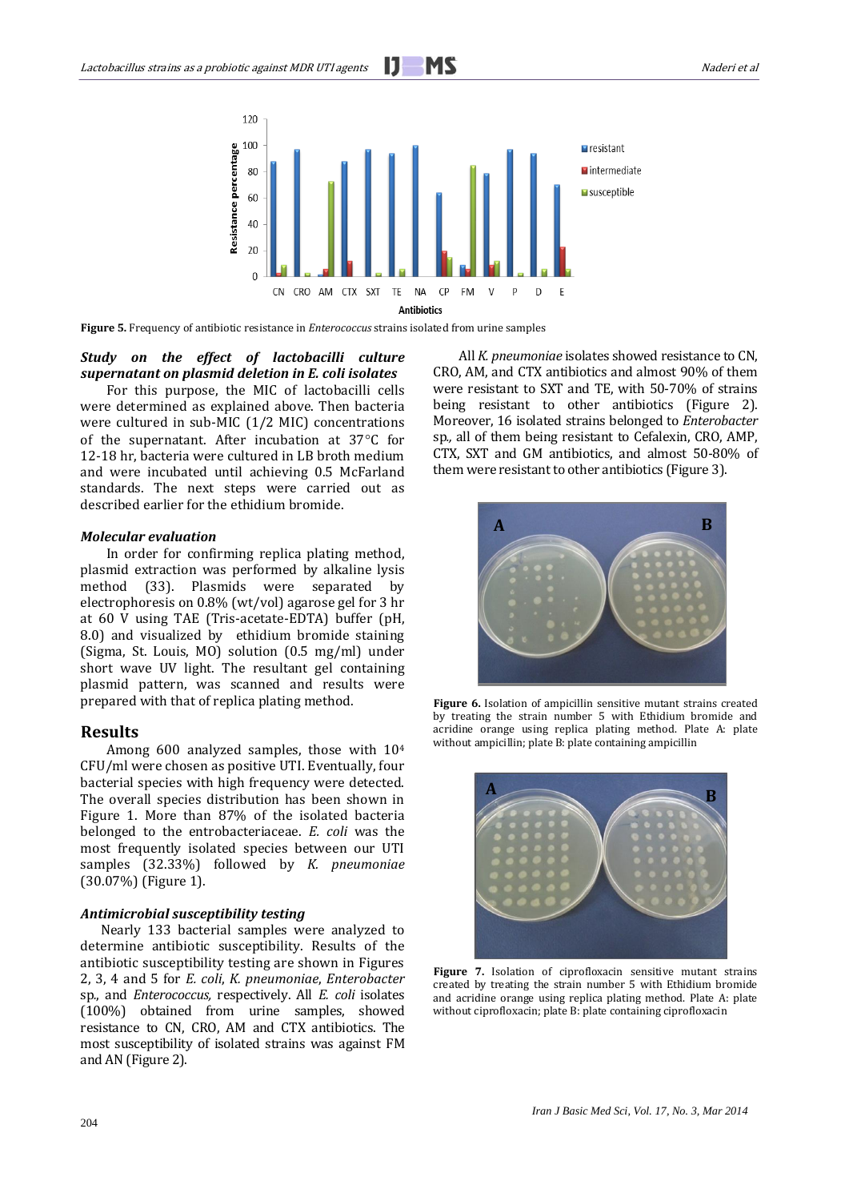Figure 5. Frequency of antibiotic resistance in *Enterococcus* strains isolated from urine samples

### *Study on the effect of lactobacilli culture supernatant on plasmid deletion in E. coli isolates*

For this purpose, the MIC of lactobacilli cells were determined as explained above. Then bacteria were cultured in sub-MIC (1/2 MIC) concentrations of the supernatant. After incubation at 37°C for 12-18 hr, bacteria were cultured in LB broth medium and were incubated until achieving 0.5 McFarland standards. The next steps were carried out as described earlier for the ethidium bromide.

### *Molecular evaluation*

In order for confirming replica plating method, plasmid extraction was performed by alkaline lysis method (33). Plasmids were separated by electrophoresis on 0.8% (wt/vol) agarose gel for 3 hr at 60 V using TAE (Tris-acetate-EDTA) buffer (pH, 8.0) and visualized by ethidium bromide staining (Sigma, St. Louis, MO) solution (0.5 mg/ml) under short wave UV light. The resultant gel containing plasmid pattern, was scanned and results were prepared with that of replica plating method.

## Results

Among 600 analyzed samples, those with $10^4$ CFU/ml were chosen as positive UTI. Eventually, four bacterial species with high frequency were detected. The overall species distribution has been shown in Figure 1. More than 87% of the isolated bacteria belonged to the entrobacteriaceae. *E. coli* was the most frequently isolated species between our UTI samples (32.33%) followed by *K. pneumoniae* (30.07%) (Figure 1).

### *Antimicrobial susceptibility testing*

Nearly 133 bacterial samples were analyzed to determine antibiotic susceptibility. Results of the antibiotic susceptibility testing are shown in Figures 2, 3, 4 and 5 for *E. coli*, *K. pneumoniae*, *Enterobacter* sp., and *Enterococcus,* respectively. All *E. coli* isolates (100%) obtained from urine samples, showed resistance to CN, CRO, AM and CTX antibiotics. The most susceptibility of isolated strains was against FM and AN (Figure 2).

All *K. pneumoniae* isolates showed resistance to CN, CRO, AM, and CTX antibiotics and almost 90% of them were resistant to SXT and TE, with 50-70% of strains being resistant to other antibiotics (Figure 2). Moreover, 16 isolated strains belonged to *Enterobacter* sp.*,* all of them being resistant to Cefalexin, CRO, AMP, CTX, SXT and GM antibiotics, and almost 50-80% of them were resistant to other antibiotics (Figure 3).

Figure 6. Isolation of ampicillin sensitive mutant strains created by treating the strain number 5 with Ethidium bromide and acridine orange using replica plating method. Plate A: plate without ampicillin; plate B: plate containing ampicillin

Figure 7. Isolation of ciprofloxacin sensitive mutant strains created by treating the strain number 5 with Ethidium bromide and acridine orange using replica plating method. Plate A: plate without ciprofloxacin; plate B: plate containing ciprofloxacin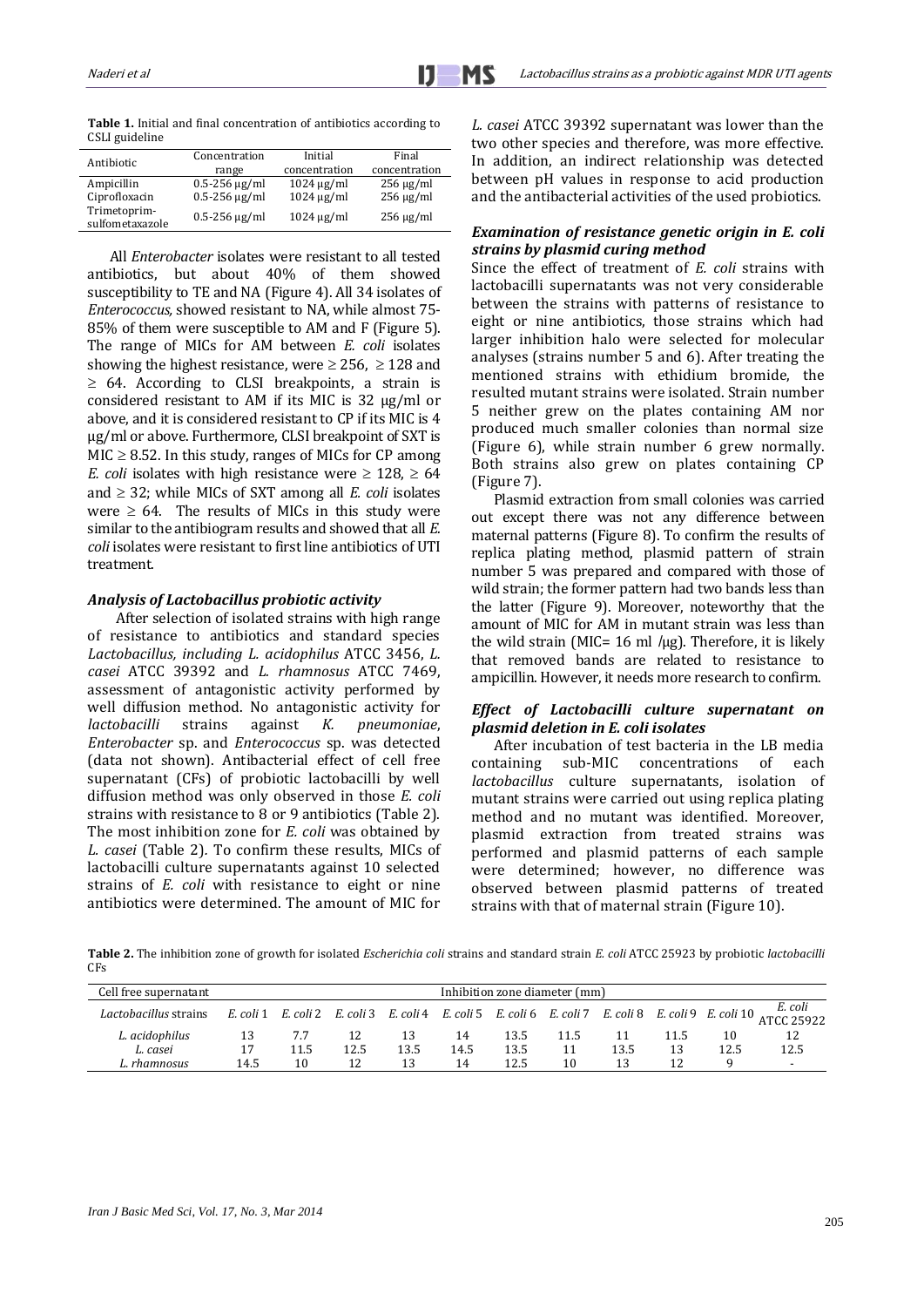**Table 1.** Initial and final concentration of antibiotics according to CSLI guideline

| Antibiotic | Concentration range | Initial concentration | Final concentration |
|---|---|---|---|
| Ampicillin | 0.5-256 µg/ml | 1024 µg/ml | 256 µg/ml |
| Ciprofloxacin | 0.5-256 µg/ml | 1024 µg/ml | 256 µg/ml |
| Trimetoprim-sulfometaxazole | 0.5-256 µg/ml | 1024 µg/ml | 256 µg/ml |

All *Enterobacter* isolates were resistant to all tested antibiotics, but about 40% of them showed susceptibility to TE and NA (Figure 4). All 34 isolates of *Enterococcus,* showed resistant to NA, while almost 75-85% of them were susceptible to AM and F (Figure 5). The range of MICs for AM between *E. coli* isolates showing the highest resistance, were ≥ 256, ≥ 128 and ≥ 64. According to CLSI breakpoints, a strain is considered resistant to AM if its MIC is 32 µg/ml or above, and it is considered resistant to CP if its MIC is 4 µg/ml or above. Furthermore, CLSI breakpoint of SXT is MIC ≥ 8.52. In this study, ranges of MICs for CP among *E. coli* isolates with high resistance were ≥ 128, ≥ 64 and ≥ 32; while MICs of SXT among all *E. coli* isolates were ≥ 64. The results of MICs in this study were similar to the antibiogram results and showed that all *E. coli* isolates were resistant to first line antibiotics of UTI treatment.

### *Analysis of Lactobacillus probiotic activity*

After selection of isolated strains with high range of resistance to antibiotics and standard species *Lactobacillus, including L. acidophilus* ATCC 3456, *L. casei* ATCC 39392 and *L. rhamnosus* ATCC 7469, assessment of antagonistic activity performed by well diffusion method. No antagonistic activity for *lactobacilli* strains against *K. pneumoniae*, *Enterobacter* sp. and *Enterococcus* sp. was detected (data not shown). Antibacterial effect of cell free supernatant (CFs) of probiotic lactobacilli by well diffusion method was only observed in those *E. coli* strains with resistance to 8 or 9 antibiotics (Table 2). The most inhibition zone for *E. coli* was obtained by *L. casei* (Table 2). To confirm these results, MICs of lactobacilli culture supernatants against 10 selected strains of *E. coli* with resistance to eight or nine antibiotics were determined. The amount of MIC for *L. casei* ATCC 39392 supernatant was lower than the two other species and therefore, was more effective. In addition, an indirect relationship was detected between pH values in response to acid production and the antibacterial activities of the used probiotics.

### *Examination of resistance genetic origin in E. coli strains by plasmid curing method*

Since the effect of treatment of *E. coli* strains with lactobacilli supernatants was not very considerable between the strains with patterns of resistance to eight or nine antibiotics, those strains which had larger inhibition halo were selected for molecular analyses (strains number 5 and 6). After treating the mentioned strains with ethidium bromide, the resulted mutant strains were isolated. Strain number 5 neither grew on the plates containing AM nor produced much smaller colonies than normal size (Figure 6), while strain number 6 grew normally. Both strains also grew on plates containing CP (Figure 7).

Plasmid extraction from small colonies was carried out except there was not any difference between maternal patterns (Figure 8). To confirm the results of replica plating method, plasmid pattern of strain number 5 was prepared and compared with those of wild strain; the former pattern had two bands less than the latter (Figure 9). Moreover, noteworthy that the amount of MIC for AM in mutant strain was less than the wild strain (MIC= 16 ml /µg). Therefore, it is likely that removed bands are related to resistance to ampicillin. However, it needs more research to confirm.

### *Effect of Lactobacilli culture supernatant on plasmid deletion in E. coli isolates*

After incubation of test bacteria in the LB media containing sub-MIC concentrations of each *lactobacillus* culture supernatants, isolation of mutant strains were carried out using replica plating method and no mutant was identified. Moreover, plasmid extraction from treated strains was performed and plasmid patterns of each sample were determined; however, no difference was observed between plasmid patterns of treated strains with that of maternal strain (Figure 10).

**Table 2.** The inhibition zone of growth for isolated *Escherichia coli* strains and standard strain *E. coli* ATCC 25923 by probiotic *lactobacilli* CFs

| Cell free supernatant | Inhibition zone diameter (mm) | | | | | | | | | | |
|---|---|---|---|---|---|---|---|---|---|---|---|
| *Lactobacillus* strains | *E. coli* 1 | *E. coli* 2 | *E. coli* 3 | *E. coli* 4 | *E. coli* 5 | *E. coli* 6 | *E. coli* 7 | *E. coli* 8 | *E. coli* 9 | *E. coli* 10 | *E. coli* ATCC 25922 |
| *L. acidophilus* | 13 | 7.7 | 12 | 13 | 14 | 13.5 | 11.5 | 11 | 11.5 | 10 | 12 |
| *L. casei* | 17 | 11.5 | 12.5 | 13.5 | 14.5 | 13.5 | 11 | 13.5 | 13 | 12.5 | 12.5 |
| *L. rhamnosus* | 14.5 | 10 | 12 | 13 | 14 | 12.5 | 10 | 13 | 12 | 9 | - |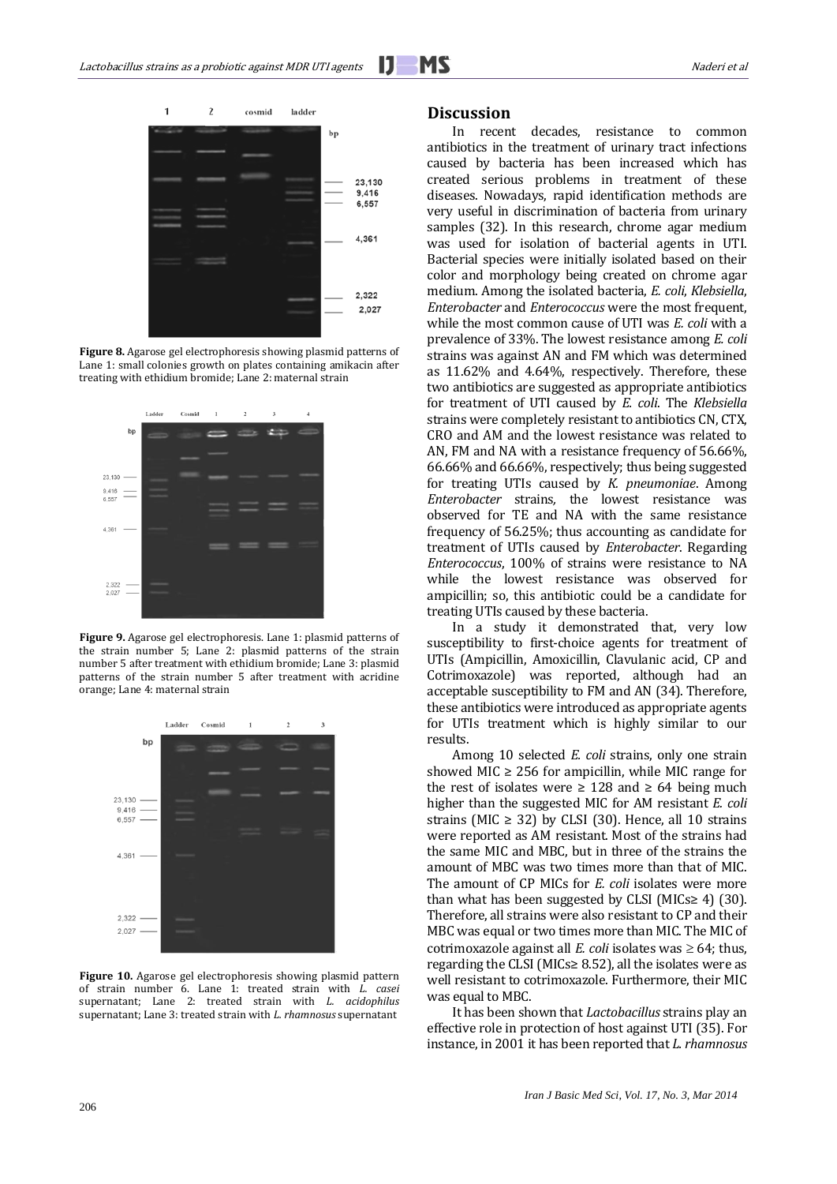Figure 8. Agarose gel electrophoresis showing plasmid patterns of Lane 1: small colonies growth on plates containing amikacin after treating with ethidium bromide; Lane 2: maternal strain

Figure 9. Agarose gel electrophoresis. Lane 1: plasmid patterns of the strain number 5; Lane 2: plasmid patterns of the strain number 5 after treatment with ethidium bromide; Lane 3: plasmid patterns of the strain number 5 after treatment with acridine orange; Lane 4: maternal strain

Figure 10. Agarose gel electrophoresis showing plasmid pattern of strain number 6. Lane 1: treated strain with *L. casei* supernatant; Lane 2: treated strain with *L. acidophilus* supernatant; Lane 3: treated strain with *L. rhamnosus* supernatant

## Discussion

In recent decades, resistance to common antibiotics in the treatment of urinary tract infections caused by bacteria has been increased which has created serious problems in treatment of these diseases. Nowadays, rapid identification methods are very useful in discrimination of bacteria from urinary samples (32). In this research, chrome agar medium was used for isolation of bacterial agents in UTI. Bacterial species were initially isolated based on their color and morphology being created on chrome agar medium. Among the isolated bacteria, *E. coli*, *Klebsiella*, *Enterobacter* and *Enterococcus* were the most frequent, while the most common cause of UTI was *E. coli* with a prevalence of 33%. The lowest resistance among *E. coli* strains was against AN and FM which was determined as 11.62% and 4.64%, respectively. Therefore, these two antibiotics are suggested as appropriate antibiotics for treatment of UTI caused by *E. coli*. The *Klebsiella* strains were completely resistant to antibiotics CN, CTX, CRO and AM and the lowest resistance was related to AN, FM and NA with a resistance frequency of 56.66%, 66.66% and 66.66%, respectively; thus being suggested for treating UTIs caused by *K. pneumoniae*. Among *Enterobacter* strains, the lowest resistance was observed for TE and NA with the same resistance frequency of 56.25%; thus accounting as candidate for treatment of UTIs caused by *Enterobacter*. Regarding *Enterococcus*, 100% of strains were resistance to NA while the lowest resistance was observed for ampicillin; so, this antibiotic could be a candidate for treating UTIs caused by these bacteria.

In a study it demonstrated that, very low susceptibility to first-choice agents for treatment of UTIs (Ampicillin, Amoxicillin, Clavulanic acid, CP and Cotrimoxazole) was reported, although had an acceptable susceptibility to FM and AN (34). Therefore, these antibiotics were introduced as appropriate agents for UTIs treatment which is highly similar to our results.

Among 10 selected *E. coli* strains, only one strain showed MIC ≥ 256 for ampicillin, while MIC range for the rest of isolates were ≥ 128 and ≥ 64 being much higher than the suggested MIC for AM resistant *E. coli* strains (MIC ≥ 32) by CLSI (30). Hence, all 10 strains were reported as AM resistant. Most of the strains had the same MIC and MBC, but in three of the strains the amount of MBC was two times more than that of MIC. The amount of CP MICs for *E. coli* isolates were more than what has been suggested by CLSI (MICs≥ 4) (30). Therefore, all strains were also resistant to CP and their MBC was equal or two times more than MIC. The MIC of cotrimoxazole against all *E. coli* isolates was ≥ 64; thus, regarding the CLSI (MICs≥ 8.52), all the isolates were as well resistant to cotrimoxazole. Furthermore, their MIC was equal to MBC.

It has been shown that *Lactobacillus* strains play an effective role in protection of host against UTI (35). For instance, in 2001 it has been reported that *L. rhamnosus*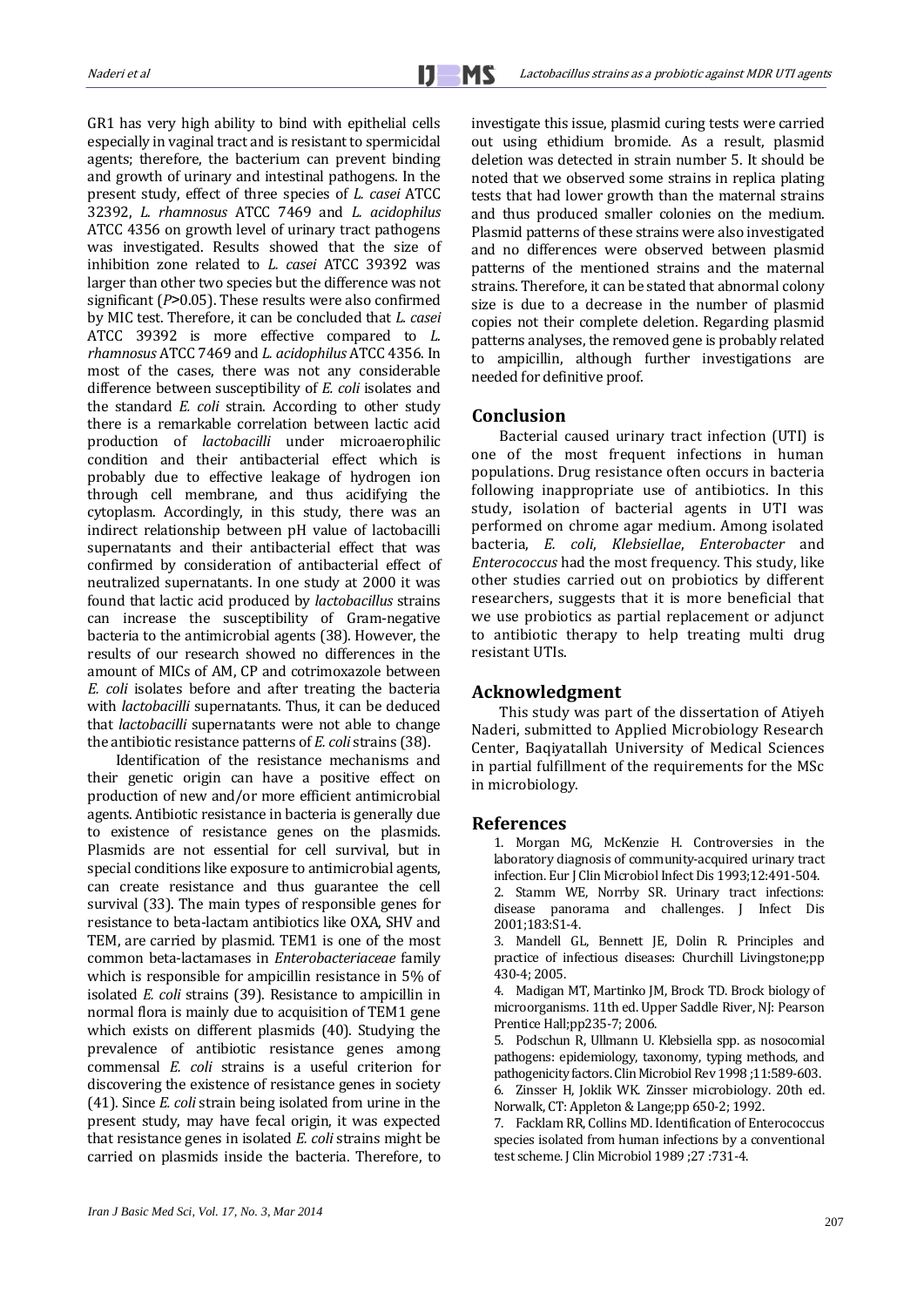GR1 has very high ability to bind with epithelial cells especially in vaginal tract and is resistant to spermicidal agents; therefore, the bacterium can prevent binding and growth of urinary and intestinal pathogens. In the present study, effect of three species of *L. casei* ATCC 32392, *L. rhamnosus* ATCC 7469 and *L. acidophilus* ATCC 4356 on growth level of urinary tract pathogens was investigated. Results showed that the size of inhibition zone related to *L. casei* ATCC 39392 was larger than other two species but the difference was not significant ($P>0.05$). These results were also confirmed by MIC test. Therefore, it can be concluded that *L. casei* ATCC 39392 is more effective compared to *L. rhamnosus* ATCC 7469 and *L. acidophilus* ATCC 4356. In most of the cases, there was not any considerable difference between susceptibility of *E. coli* isolates and the standard *E. coli* strain. According to other study there is a remarkable correlation between lactic acid production of *lactobacilli* under microaerophilic condition and their antibacterial effect which is probably due to effective leakage of hydrogen ion through cell membrane, and thus acidifying the cytoplasm. Accordingly, in this study, there was an indirect relationship between pH value of lactobacilli supernatants and their antibacterial effect that was confirmed by consideration of antibacterial effect of neutralized supernatants. In one study at 2000 it was found that lactic acid produced by *lactobacillus* strains can increase the susceptibility of Gram-negative bacteria to the antimicrobial agents (38). However, the results of our research showed no differences in the amount of MICs of AM, CP and cotrimoxazole between *E. coli* isolates before and after treating the bacteria with *lactobacilli* supernatants. Thus, it can be deduced that *lactobacilli* supernatants were not able to change the antibiotic resistance patterns of *E. coli* strains (38).

Identification of the resistance mechanisms and their genetic origin can have a positive effect on production of new and/or more efficient antimicrobial agents. Antibiotic resistance in bacteria is generally due to existence of resistance genes on the plasmids. Plasmids are not essential for cell survival, but in special conditions like exposure to antimicrobial agents, can create resistance and thus guarantee the cell survival (33). The main types of responsible genes for resistance to beta-lactam antibiotics like OXA, SHV and TEM, are carried by plasmid. TEM1 is one of the most common beta-lactamases in *Enterobacteriaceae* family which is responsible for ampicillin resistance in 5% of isolated *E. coli* strains (39). Resistance to ampicillin in normal flora is mainly due to acquisition of TEM1 gene which exists on different plasmids (40). Studying the prevalence of antibiotic resistance genes among commensal *E. coli* strains is a useful criterion for discovering the existence of resistance genes in society (41). Since *E. coli* strain being isolated from urine in the present study, may have fecal origin, it was expected that resistance genes in isolated *E. coli* strains might be carried on plasmids inside the bacteria. Therefore, to investigate this issue, plasmid curing tests were carried out using ethidium bromide. As a result, plasmid deletion was detected in strain number 5. It should be noted that we observed some strains in replica plating tests that had lower growth than the maternal strains and thus produced smaller colonies on the medium. Plasmid patterns of these strains were also investigated and no differences were observed between plasmid patterns of the mentioned strains and the maternal strains. Therefore, it can be stated that abnormal colony size is due to a decrease in the number of plasmid copies not their complete deletion. Regarding plasmid patterns analyses, the removed gene is probably related to ampicillin, although further investigations are needed for definitive proof.

## Conclusion

Bacterial caused urinary tract infection (UTI) is one of the most frequent infections in human populations. Drug resistance often occurs in bacteria following inappropriate use of antibiotics. In this study, isolation of bacterial agents in UTI was performed on chrome agar medium. Among isolated bacteria, *E. coli*, *Klebsiellae*, *Enterobacter* and *Enterococcus* had the most frequency. This study, like other studies carried out on probiotics by different researchers, suggests that it is more beneficial that we use probiotics as partial replacement or adjunct to antibiotic therapy to help treating multi drug resistant UTIs.

## Acknowledgment

This study was part of the dissertation of Atiyeh Naderi, submitted to Applied Microbiology Research Center, Baqiyatallah University of Medical Sciences in partial fulfillment of the requirements for the MSc in microbiology.

## References

1. Morgan MG, McKenzie H. Controversies in the laboratory diagnosis of community-acquired urinary tract infection. Eur J Clin Microbiol Infect Dis 1993;12:491-504.
2. Stamm WE, Norrby SR. Urinary tract infections: disease panorama and challenges. J Infect Dis 2001;183:S1-4.
3. Mandell GL, Bennett JE, Dolin R. Principles and practice of infectious diseases: Churchill Livingstone;pp 430-4; 2005.
4. Madigan MT, Martinko JM, Brock TD. Brock biology of microorganisms. 11th ed. Upper Saddle River, NJ: Pearson Prentice Hall;pp235-7; 2006.
5. Podschun R, Ullmann U. Klebsiella spp. as nosocomial pathogens: epidemiology, taxonomy, typing methods, and pathogenicity factors. Clin Microbiol Rev 1998 ;11:589-603.
6. Zinsser H, Joklik WK. Zinsser microbiology. 20th ed. Norwalk, CT: Appleton & Lange;pp 650-2; 1992.
7. Facklam RR, Collins MD. Identification of Enterococcus species isolated from human infections by a conventional test scheme. J Clin Microbiol 1989 ;27 :731-4.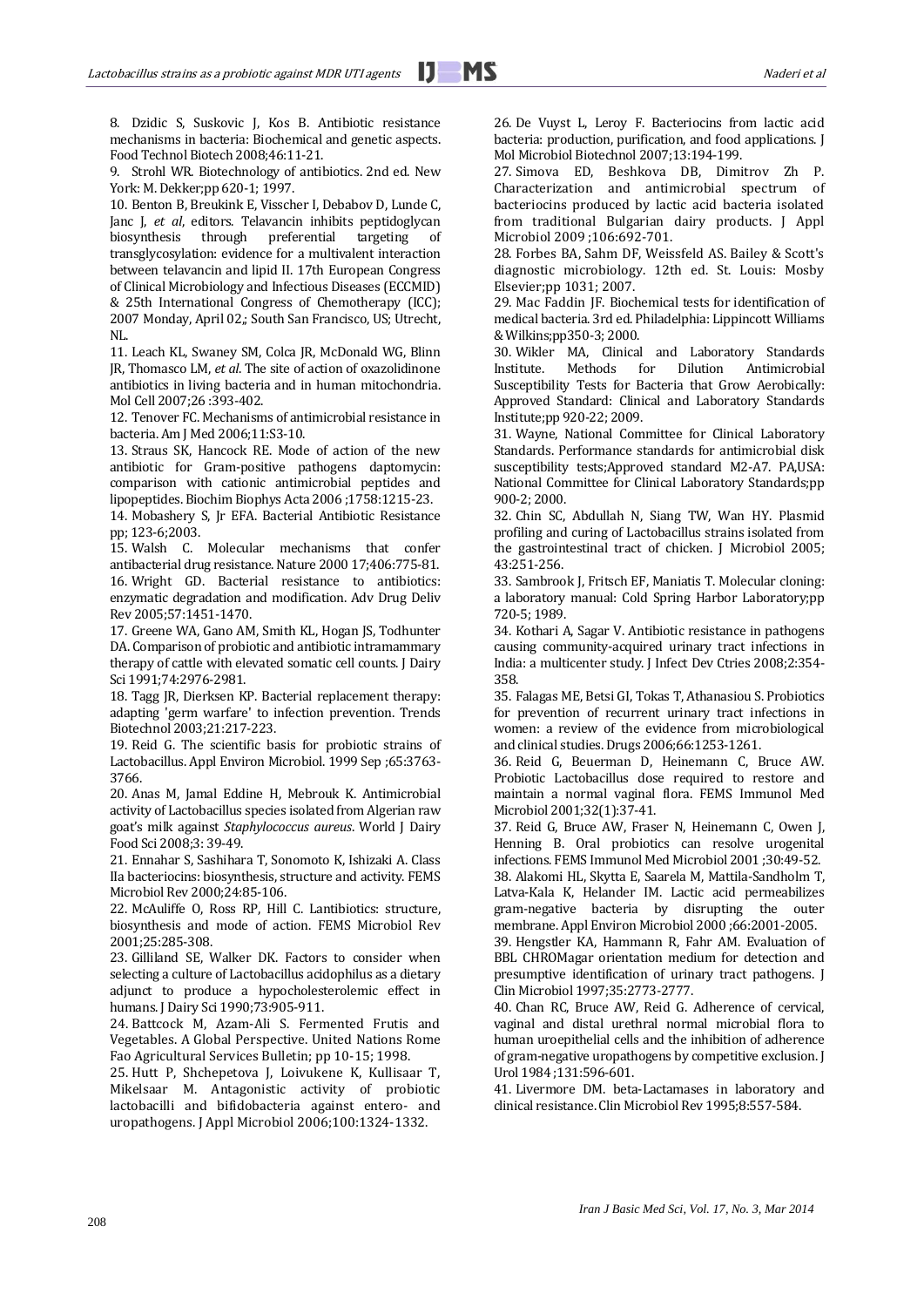8. Dzidic S, Suskovic J, Kos B. Antibiotic resistance mechanisms in bacteria: Biochemical and genetic aspects. Food Technol Biotech 2008;46:11-21.

9. Strohl WR. Biotechnology of antibiotics. 2nd ed. New York: M. Dekker;pp 620-1; 1997.

10. Benton B, Breukink E, Visscher I, Debabov D, Lunde C, Janc J, *et al*, editors. Telavancin inhibits peptidoglycan biosynthesis through preferential targeting of transglycosylation: evidence for a multivalent interaction between telavancin and lipid II. 17th European Congress of Clinical Microbiology and Infectious Diseases (ECCMID) & 25th International Congress of Chemotherapy (ICC); 2007 Monday, April 02,; South San Francisco, US; Utrecht, NL.

11. Leach KL, Swaney SM, Colca JR, McDonald WG, Blinn JR, Thomasco LM, *et al*. The site of action of oxazolidinone antibiotics in living bacteria and in human mitochondria. Mol Cell 2007;26 :393-402.

12. Tenover FC. Mechanisms of antimicrobial resistance in bacteria. Am J Med 2006;11:S3-10.

13. Straus SK, Hancock RE. Mode of action of the new antibiotic for Gram-positive pathogens daptomycin: comparison with cationic antimicrobial peptides and lipopeptides. Biochim Biophys Acta 2006 ;1758:1215-23.

14. Mobashery S, Jr EFA. Bacterial Antibiotic Resistance pp; 123-6;2003.

15. Walsh C. Molecular mechanisms that confer antibacterial drug resistance. Nature 2000 17;406:775-81.

16. Wright GD. Bacterial resistance to antibiotics: enzymatic degradation and modification. Adv Drug Deliv Rev 2005;57:1451-1470.

17. Greene WA, Gano AM, Smith KL, Hogan JS, Todhunter DA. Comparison of probiotic and antibiotic intramammary therapy of cattle with elevated somatic cell counts. J Dairy Sci 1991;74:2976-2981.

18. Tagg JR, Dierksen KP. Bacterial replacement therapy: adapting 'germ warfare' to infection prevention. Trends Biotechnol 2003;21:217-223.

19. Reid G. The scientific basis for probiotic strains of Lactobacillus. Appl Environ Microbiol. 1999 Sep ;65:3763-3766.

20. Anas M, Jamal Eddine H, Mebrouk K. Antimicrobial activity of Lactobacillus species isolated from Algerian raw goat's milk against *Staphylococcus aureus*. World J Dairy Food Sci 2008;3: 39-49.

21. Ennahar S, Sashihara T, Sonomoto K, Ishizaki A. Class IIa bacteriocins: biosynthesis, structure and activity. FEMS Microbiol Rev 2000;24:85-106.

22. McAuliffe O, Ross RP, Hill C. Lantibiotics: structure, biosynthesis and mode of action. FEMS Microbiol Rev 2001;25:285-308.

23. Gilliland SE, Walker DK. Factors to consider when selecting a culture of Lactobacillus acidophilus as a dietary adjunct to produce a hypocholesterolemic effect in humans. J Dairy Sci 1990;73:905-911.

24. Battcock M, Azam-Ali S. Fermented Frutis and Vegetables. A Global Perspective. United Nations Rome Fao Agricultural Services Bulletin; pp 10-15; 1998.

25. Hutt P, Shchepetova J, Loivukene K, Kullisaar T, Mikelsaar M. Antagonistic activity of probiotic lactobacilli and bifidobacteria against entero- and uropathogens. J Appl Microbiol 2006;100:1324-1332.

26. De Vuyst L, Leroy F. Bacteriocins from lactic acid bacteria: production, purification, and food applications. J Mol Microbiol Biotechnol 2007;13:194-199.

27. Simova ED, Beshkova DB, Dimitrov Zh P. Characterization and antimicrobial spectrum of bacteriocins produced by lactic acid bacteria isolated from traditional Bulgarian dairy products. J Appl Microbiol 2009 ;106:692-701.

28. Forbes BA, Sahm DF, Weissfeld AS. Bailey & Scott's diagnostic microbiology. 12th ed. St. Louis: Mosby Elsevier;pp 1031; 2007.

29. Mac Faddin JF. Biochemical tests for identification of medical bacteria. 3rd ed. Philadelphia: Lippincott Williams & Wilkins;pp350-3; 2000.

30. Wikler MA, Clinical and Laboratory Standards Institute. Methods for Dilution Antimicrobial Susceptibility Tests for Bacteria that Grow Aerobically: Approved Standard: Clinical and Laboratory Standards Institute;pp 920-22; 2009.

31. Wayne, National Committee for Clinical Laboratory Standards. Performance standards for antimicrobial disk susceptibility tests;Approved standard M2-A7. PA,USA: National Committee for Clinical Laboratory Standards;pp 900-2; 2000.

32. Chin SC, Abdullah N, Siang TW, Wan HY. Plasmid profiling and curing of Lactobacillus strains isolated from the gastrointestinal tract of chicken. J Microbiol 2005; 43:251-256.

33. Sambrook J, Fritsch EF, Maniatis T. Molecular cloning: a laboratory manual: Cold Spring Harbor Laboratory;pp 720-5; 1989.

34. Kothari A, Sagar V. Antibiotic resistance in pathogens causing community-acquired urinary tract infections in India: a multicenter study. J Infect Dev Ctries 2008;2:354-358.

35. Falagas ME, Betsi GI, Tokas T, Athanasiou S. Probiotics for prevention of recurrent urinary tract infections in women: a review of the evidence from microbiological and clinical studies. Drugs 2006;66:1253-1261.

36. Reid G, Beuerman D, Heinemann C, Bruce AW. Probiotic Lactobacillus dose required to restore and maintain a normal vaginal flora. FEMS Immunol Med Microbiol 2001;32(1):37-41.

37. Reid G, Bruce AW, Fraser N, Heinemann C, Owen J, Henning B. Oral probiotics can resolve urogenital infections. FEMS Immunol Med Microbiol 2001 ;30:49-52.

38. Alakomi HL, Skytta E, Saarela M, Mattila-Sandholm T, Latva-Kala K, Helander IM. Lactic acid permeabilizes gram-negative bacteria by disrupting the outer membrane. Appl Environ Microbiol 2000 ;66:2001-2005.

39. Hengstler KA, Hammann R, Fahr AM. Evaluation of BBL CHROMagar orientation medium for detection and presumptive identification of urinary tract pathogens. J Clin Microbiol 1997;35:2773-2777.

40. Chan RC, Bruce AW, Reid G. Adherence of cervical, vaginal and distal urethral normal microbial flora to human uroepithelial cells and the inhibition of adherence of gram-negative uropathogens by competitive exclusion. J Urol 1984 ;131:596-601.

41. Livermore DM. beta-Lactamases in laboratory and clinical resistance. Clin Microbiol Rev 1995;8:557-584.